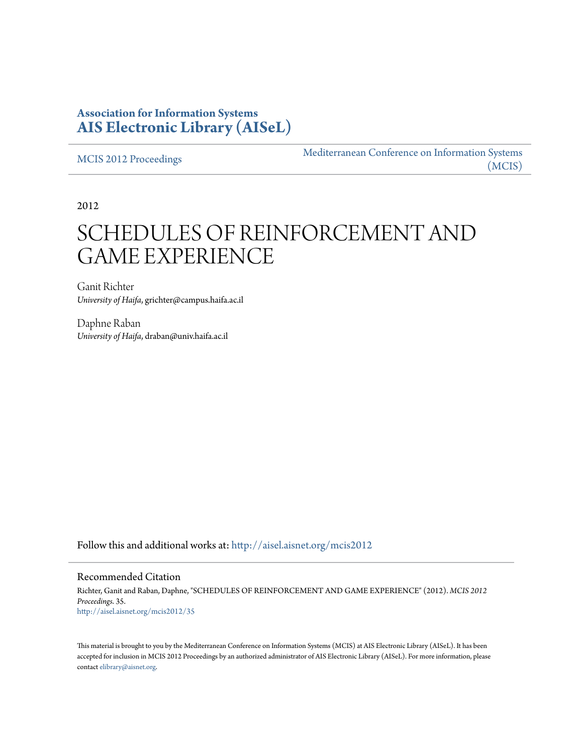**Association for Information Systems**
**AIS Electronic Library (AISeL)**

MCIS 2012 Proceedings

Mediterranean Conference on Information Systems (MCIS)

2012

# SCHEDULES OF REINFORCEMENT AND GAME EXPERIENCE

Ganit Richter
*University of Haifa*, grichter@campus.haifa.ac.il

Daphne Raban
*University of Haifa*, draban@univ.haifa.ac.il

Follow this and additional works at: http://aisel.aisnet.org/mcis2012

## Recommended Citation

Richter, Ganit and Raban, Daphne, "SCHEDULES OF REINFORCEMENT AND GAME EXPERIENCE" (2012). *MCIS 2012 Proceedings*. 35.
http://aisel.aisnet.org/mcis2012/35

This material is brought to you by the Mediterranean Conference on Information Systems (MCIS) at AIS Electronic Library (AISeL). It has been accepted for inclusion in MCIS 2012 Proceedings by an authorized administrator of AIS Electronic Library (AISeL). For more information, please contact elibrary@aisnet.org.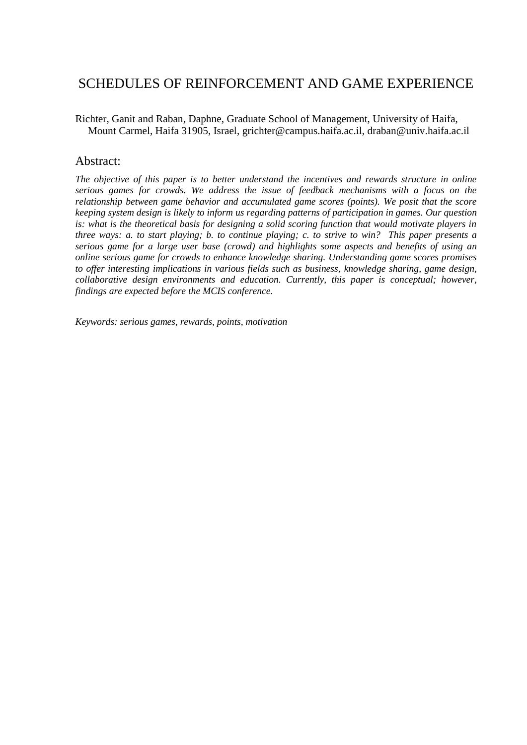# SCHEDULES OF REINFORCEMENT AND GAME EXPERIENCE

Richter, Ganit and Raban, Daphne, Graduate School of Management, University of Haifa, Mount Carmel, Haifa 31905, Israel, grichter@campus.haifa.ac.il, draban@univ.haifa.ac.il

## Abstract:

*The objective of this paper is to better understand the incentives and rewards structure in online serious games for crowds. We address the issue of feedback mechanisms with a focus on the relationship between game behavior and accumulated game scores (points). We posit that the score keeping system design is likely to inform us regarding patterns of participation in games. Our question is: what is the theoretical basis for designing a solid scoring function that would motivate players in three ways: a. to start playing; b. to continue playing; c. to strive to win? This paper presents a serious game for a large user base (crowd) and highlights some aspects and benefits of using an online serious game for crowds to enhance knowledge sharing. Understanding game scores promises to offer interesting implications in various fields such as business, knowledge sharing, game design, collaborative design environments and education. Currently, this paper is conceptual; however, findings are expected before the MCIS conference.*

*Keywords: serious games, rewards, points, motivation*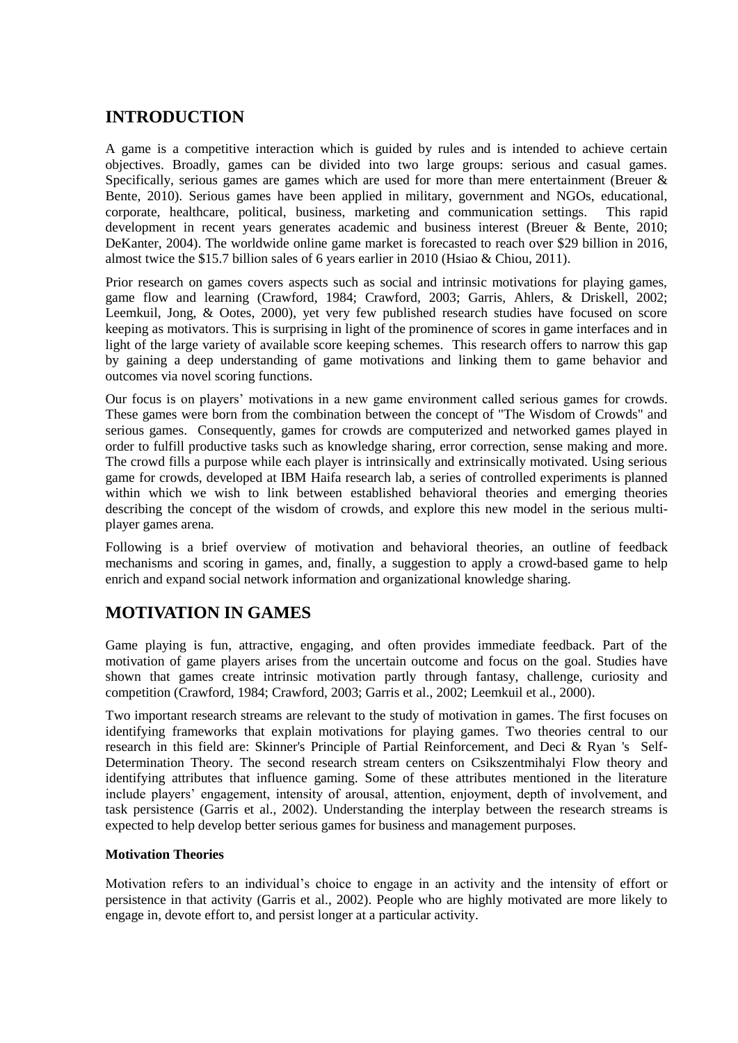## INTRODUCTION

A game is a competitive interaction which is guided by rules and is intended to achieve certain objectives. Broadly, games can be divided into two large groups: serious and casual games. Specifically, serious games are games which are used for more than mere entertainment (Breuer & Bente, 2010). Serious games have been applied in military, government and NGOs, educational, corporate, healthcare, political, business, marketing and communication settings. This rapid development in recent years generates academic and business interest (Breuer & Bente, 2010; DeKanter, 2004). The worldwide online game market is forecasted to reach over $29 billion in 2016, almost twice the $15.7 billion sales of 6 years earlier in 2010 (Hsiao & Chiou, 2011).

Prior research on games covers aspects such as social and intrinsic motivations for playing games, game flow and learning (Crawford, 1984; Crawford, 2003; Garris, Ahlers, & Driskell, 2002; Leemkuil, Jong, & Ootes, 2000), yet very few published research studies have focused on score keeping as motivators. This is surprising in light of the prominence of scores in game interfaces and in light of the large variety of available score keeping schemes. This research offers to narrow this gap by gaining a deep understanding of game motivations and linking them to game behavior and outcomes via novel scoring functions.

Our focus is on players' motivations in a new game environment called serious games for crowds. These games were born from the combination between the concept of "The Wisdom of Crowds" and serious games. Consequently, games for crowds are computerized and networked games played in order to fulfill productive tasks such as knowledge sharing, error correction, sense making and more. The crowd fills a purpose while each player is intrinsically and extrinsically motivated. Using serious game for crowds, developed at IBM Haifa research lab, a series of controlled experiments is planned within which we wish to link between established behavioral theories and emerging theories describing the concept of the wisdom of crowds, and explore this new model in the serious multi-player games arena.

Following is a brief overview of motivation and behavioral theories, an outline of feedback mechanisms and scoring in games, and, finally, a suggestion to apply a crowd-based game to help enrich and expand social network information and organizational knowledge sharing.

## MOTIVATION IN GAMES

Game playing is fun, attractive, engaging, and often provides immediate feedback. Part of the motivation of game players arises from the uncertain outcome and focus on the goal. Studies have shown that games create intrinsic motivation partly through fantasy, challenge, curiosity and competition (Crawford, 1984; Crawford, 2003; Garris et al., 2002; Leemkuil et al., 2000).

Two important research streams are relevant to the study of motivation in games. The first focuses on identifying frameworks that explain motivations for playing games. Two theories central to our research in this field are: Skinner's Principle of Partial Reinforcement, and Deci & Ryan 's Self-Determination Theory. The second research stream centers on Csikszentmihalyi Flow theory and identifying attributes that influence gaming. Some of these attributes mentioned in the literature include players' engagement, intensity of arousal, attention, enjoyment, depth of involvement, and task persistence (Garris et al., 2002). Understanding the interplay between the research streams is expected to help develop better serious games for business and management purposes.

### Motivation Theories

Motivation refers to an individual's choice to engage in an activity and the intensity of effort or persistence in that activity (Garris et al., 2002). People who are highly motivated are more likely to engage in, devote effort to, and persist longer at a particular activity.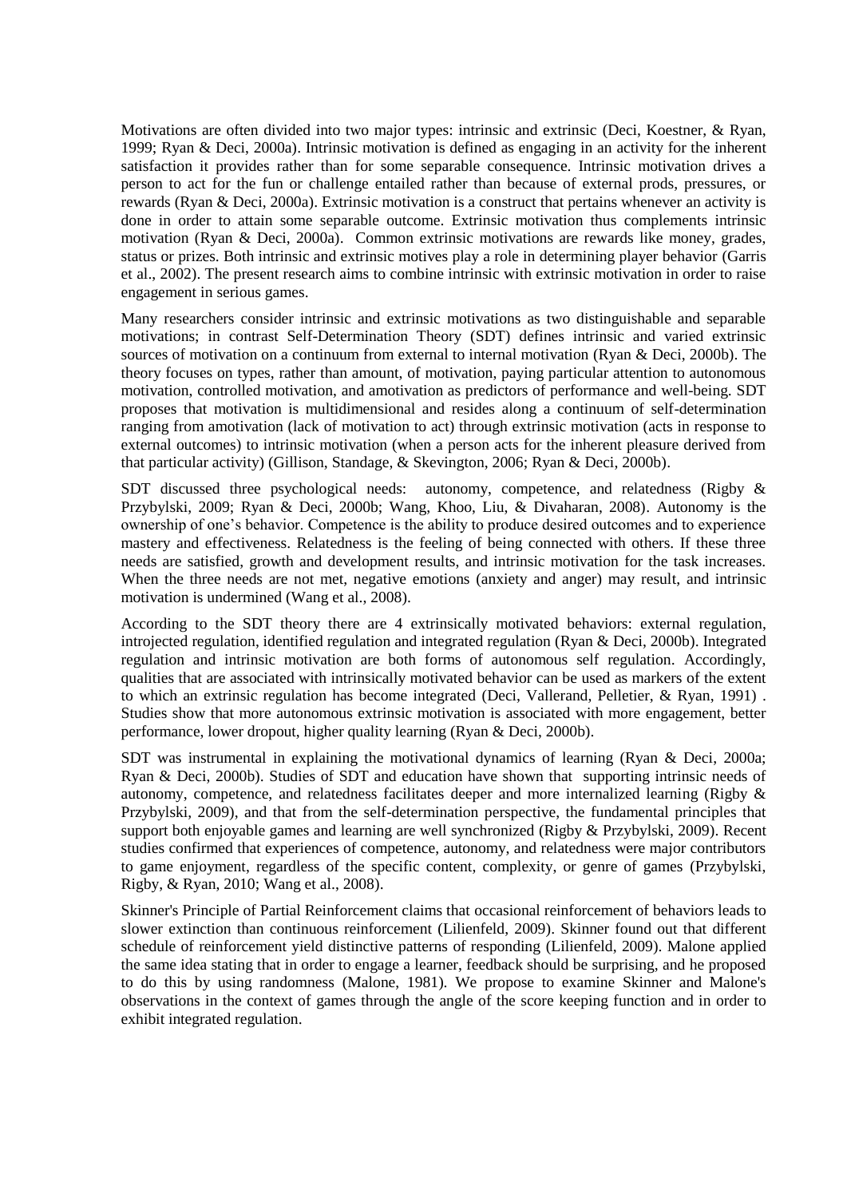Motivations are often divided into two major types: intrinsic and extrinsic (Deci, Koestner, & Ryan, 1999; Ryan & Deci, 2000a). Intrinsic motivation is defined as engaging in an activity for the inherent satisfaction it provides rather than for some separable consequence. Intrinsic motivation drives a person to act for the fun or challenge entailed rather than because of external prods, pressures, or rewards (Ryan & Deci, 2000a). Extrinsic motivation is a construct that pertains whenever an activity is done in order to attain some separable outcome. Extrinsic motivation thus complements intrinsic motivation (Ryan & Deci, 2000a). Common extrinsic motivations are rewards like money, grades, status or prizes. Both intrinsic and extrinsic motives play a role in determining player behavior (Garris et al., 2002). The present research aims to combine intrinsic with extrinsic motivation in order to raise engagement in serious games.

Many researchers consider intrinsic and extrinsic motivations as two distinguishable and separable motivations; in contrast Self-Determination Theory (SDT) defines intrinsic and varied extrinsic sources of motivation on a continuum from external to internal motivation (Ryan & Deci, 2000b). The theory focuses on types, rather than amount, of motivation, paying particular attention to autonomous motivation, controlled motivation, and amotivation as predictors of performance and well-being. SDT proposes that motivation is multidimensional and resides along a continuum of self-determination ranging from amotivation (lack of motivation to act) through extrinsic motivation (acts in response to external outcomes) to intrinsic motivation (when a person acts for the inherent pleasure derived from that particular activity) (Gillison, Standage, & Skevington, 2006; Ryan & Deci, 2000b).

SDT discussed three psychological needs: autonomy, competence, and relatedness (Rigby & Przybylski, 2009; Ryan & Deci, 2000b; Wang, Khoo, Liu, & Divaharan, 2008). Autonomy is the ownership of one's behavior. Competence is the ability to produce desired outcomes and to experience mastery and effectiveness. Relatedness is the feeling of being connected with others. If these three needs are satisfied, growth and development results, and intrinsic motivation for the task increases. When the three needs are not met, negative emotions (anxiety and anger) may result, and intrinsic motivation is undermined (Wang et al., 2008).

According to the SDT theory there are 4 extrinsically motivated behaviors: external regulation, introjected regulation, identified regulation and integrated regulation (Ryan & Deci, 2000b). Integrated regulation and intrinsic motivation are both forms of autonomous self regulation. Accordingly, qualities that are associated with intrinsically motivated behavior can be used as markers of the extent to which an extrinsic regulation has become integrated (Deci, Vallerand, Pelletier, & Ryan, 1991) . Studies show that more autonomous extrinsic motivation is associated with more engagement, better performance, lower dropout, higher quality learning (Ryan & Deci, 2000b).

SDT was instrumental in explaining the motivational dynamics of learning (Ryan & Deci, 2000a; Ryan & Deci, 2000b). Studies of SDT and education have shown that supporting intrinsic needs of autonomy, competence, and relatedness facilitates deeper and more internalized learning (Rigby & Przybylski, 2009), and that from the self-determination perspective, the fundamental principles that support both enjoyable games and learning are well synchronized (Rigby & Przybylski, 2009). Recent studies confirmed that experiences of competence, autonomy, and relatedness were major contributors to game enjoyment, regardless of the specific content, complexity, or genre of games (Przybylski, Rigby, & Ryan, 2010; Wang et al., 2008).

Skinner's Principle of Partial Reinforcement claims that occasional reinforcement of behaviors leads to slower extinction than continuous reinforcement (Lilienfeld, 2009). Skinner found out that different schedule of reinforcement yield distinctive patterns of responding (Lilienfeld, 2009). Malone applied the same idea stating that in order to engage a learner, feedback should be surprising, and he proposed to do this by using randomness (Malone, 1981). We propose to examine Skinner and Malone's observations in the context of games through the angle of the score keeping function and in order to exhibit integrated regulation.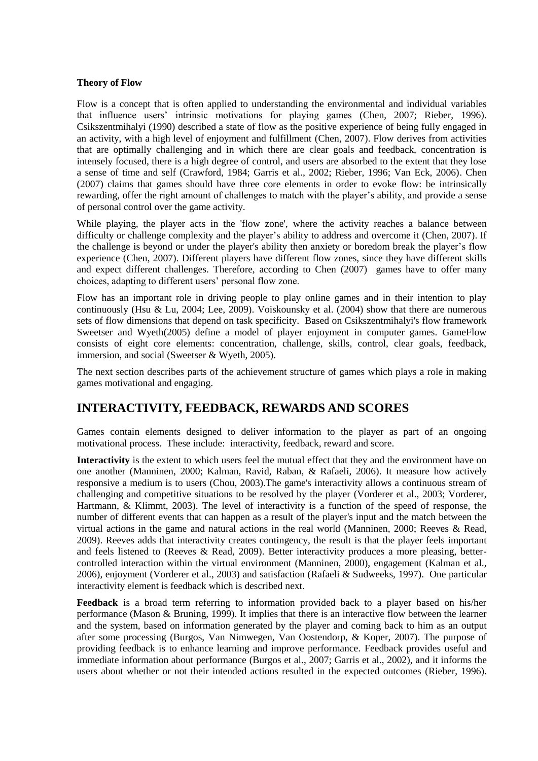**Theory of Flow**

Flow is a concept that is often applied to understanding the environmental and individual variables that influence users' intrinsic motivations for playing games (Chen, 2007; Rieber, 1996). Csikszentmihalyi (1990) described a state of flow as the positive experience of being fully engaged in an activity, with a high level of enjoyment and fulfillment (Chen, 2007). Flow derives from activities that are optimally challenging and in which there are clear goals and feedback, concentration is intensely focused, there is a high degree of control, and users are absorbed to the extent that they lose a sense of time and self (Crawford, 1984; Garris et al., 2002; Rieber, 1996; Van Eck, 2006). Chen (2007) claims that games should have three core elements in order to evoke flow: be intrinsically rewarding, offer the right amount of challenges to match with the player's ability, and provide a sense of personal control over the game activity.

While playing, the player acts in the 'flow zone', where the activity reaches a balance between difficulty or challenge complexity and the player's ability to address and overcome it (Chen, 2007). If the challenge is beyond or under the player's ability then anxiety or boredom break the player's flow experience (Chen, 2007). Different players have different flow zones, since they have different skills and expect different challenges. Therefore, according to Chen (2007) games have to offer many choices, adapting to different users' personal flow zone.

Flow has an important role in driving people to play online games and in their intention to play continuously (Hsu & Lu, 2004; Lee, 2009). Voiskounsky et al. (2004) show that there are numerous sets of flow dimensions that depend on task specificity. Based on Csikszentmihalyi's flow framework Sweetser and Wyeth(2005) define a model of player enjoyment in computer games. GameFlow consists of eight core elements: concentration, challenge, skills, control, clear goals, feedback, immersion, and social (Sweetser & Wyeth, 2005).

The next section describes parts of the achievement structure of games which plays a role in making games motivational and engaging.

## INTERACTIVITY, FEEDBACK, REWARDS AND SCORES

Games contain elements designed to deliver information to the player as part of an ongoing motivational process. These include: interactivity, feedback, reward and score.

**Interactivity** is the extent to which users feel the mutual effect that they and the environment have on one another (Manninen, 2000; Kalman, Ravid, Raban, & Rafaeli, 2006). It measure how actively responsive a medium is to users (Chou, 2003).The game's interactivity allows a continuous stream of challenging and competitive situations to be resolved by the player (Vorderer et al., 2003; Vorderer, Hartmann, & Klimmt, 2003). The level of interactivity is a function of the speed of response, the number of different events that can happen as a result of the player's input and the match between the virtual actions in the game and natural actions in the real world (Manninen, 2000; Reeves & Read, 2009). Reeves adds that interactivity creates contingency, the result is that the player feels important and feels listened to (Reeves & Read, 2009). Better interactivity produces a more pleasing, better-controlled interaction within the virtual environment (Manninen, 2000), engagement (Kalman et al., 2006), enjoyment (Vorderer et al., 2003) and satisfaction (Rafaeli & Sudweeks, 1997). One particular interactivity element is feedback which is described next.

**Feedback** is a broad term referring to information provided back to a player based on his/her performance (Mason & Bruning, 1999). It implies that there is an interactive flow between the learner and the system, based on information generated by the player and coming back to him as an output after some processing (Burgos, Van Nimwegen, Van Oostendorp, & Koper, 2007). The purpose of providing feedback is to enhance learning and improve performance. Feedback provides useful and immediate information about performance (Burgos et al., 2007; Garris et al., 2002), and it informs the users about whether or not their intended actions resulted in the expected outcomes (Rieber, 1996).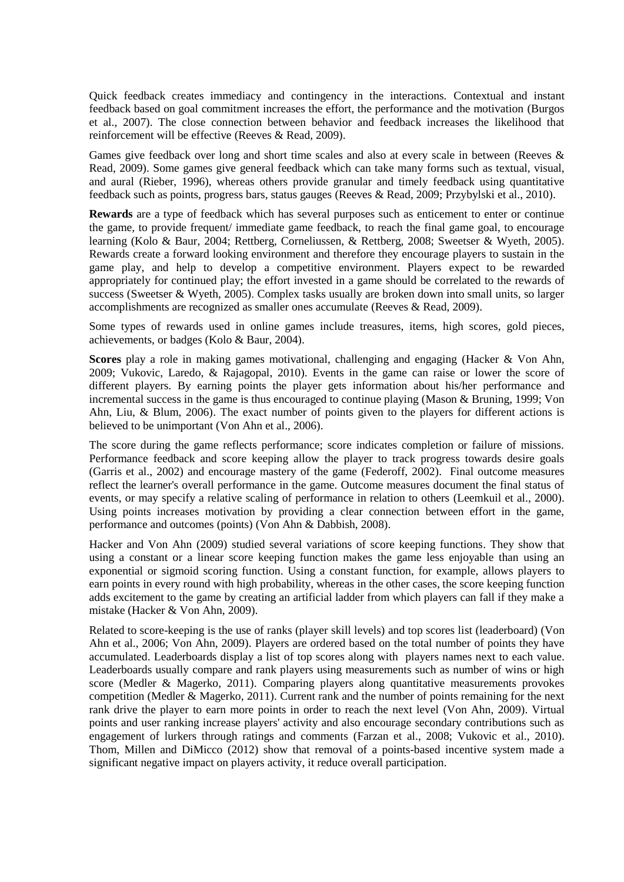Quick feedback creates immediacy and contingency in the interactions. Contextual and instant feedback based on goal commitment increases the effort, the performance and the motivation (Burgos et al., 2007). The close connection between behavior and feedback increases the likelihood that reinforcement will be effective (Reeves & Read, 2009).

Games give feedback over long and short time scales and also at every scale in between (Reeves & Read, 2009). Some games give general feedback which can take many forms such as textual, visual, and aural (Rieber, 1996), whereas others provide granular and timely feedback using quantitative feedback such as points, progress bars, status gauges (Reeves & Read, 2009; Przybylski et al., 2010).

**Rewards** are a type of feedback which has several purposes such as enticement to enter or continue the game, to provide frequent/ immediate game feedback, to reach the final game goal, to encourage learning (Kolo & Baur, 2004; Rettberg, Corneliussen, & Rettberg, 2008; Sweetser & Wyeth, 2005). Rewards create a forward looking environment and therefore they encourage players to sustain in the game play, and help to develop a competitive environment. Players expect to be rewarded appropriately for continued play; the effort invested in a game should be correlated to the rewards of success (Sweetser & Wyeth, 2005). Complex tasks usually are broken down into small units, so larger accomplishments are recognized as smaller ones accumulate (Reeves & Read, 2009).

Some types of rewards used in online games include treasures, items, high scores, gold pieces, achievements, or badges (Kolo & Baur, 2004).

**Scores** play a role in making games motivational, challenging and engaging (Hacker & Von Ahn, 2009; Vukovic, Laredo, & Rajagopal, 2010). Events in the game can raise or lower the score of different players. By earning points the player gets information about his/her performance and incremental success in the game is thus encouraged to continue playing (Mason & Bruning, 1999; Von Ahn, Liu, & Blum, 2006). The exact number of points given to the players for different actions is believed to be unimportant (Von Ahn et al., 2006).

The score during the game reflects performance; score indicates completion or failure of missions. Performance feedback and score keeping allow the player to track progress towards desire goals (Garris et al., 2002) and encourage mastery of the game (Federoff, 2002). Final outcome measures reflect the learner's overall performance in the game. Outcome measures document the final status of events, or may specify a relative scaling of performance in relation to others (Leemkuil et al., 2000). Using points increases motivation by providing a clear connection between effort in the game, performance and outcomes (points) (Von Ahn & Dabbish, 2008).

Hacker and Von Ahn (2009) studied several variations of score keeping functions. They show that using a constant or a linear score keeping function makes the game less enjoyable than using an exponential or sigmoid scoring function. Using a constant function, for example, allows players to earn points in every round with high probability, whereas in the other cases, the score keeping function adds excitement to the game by creating an artificial ladder from which players can fall if they make a mistake (Hacker & Von Ahn, 2009).

Related to score-keeping is the use of ranks (player skill levels) and top scores list (leaderboard) (Von Ahn et al., 2006; Von Ahn, 2009). Players are ordered based on the total number of points they have accumulated. Leaderboards display a list of top scores along with players names next to each value. Leaderboards usually compare and rank players using measurements such as number of wins or high score (Medler & Magerko, 2011). Comparing players along quantitative measurements provokes competition (Medler & Magerko, 2011). Current rank and the number of points remaining for the next rank drive the player to earn more points in order to reach the next level (Von Ahn, 2009). Virtual points and user ranking increase players' activity and also encourage secondary contributions such as engagement of lurkers through ratings and comments (Farzan et al., 2008; Vukovic et al., 2010). Thom, Millen and DiMicco (2012) show that removal of a points-based incentive system made a significant negative impact on players activity, it reduce overall participation.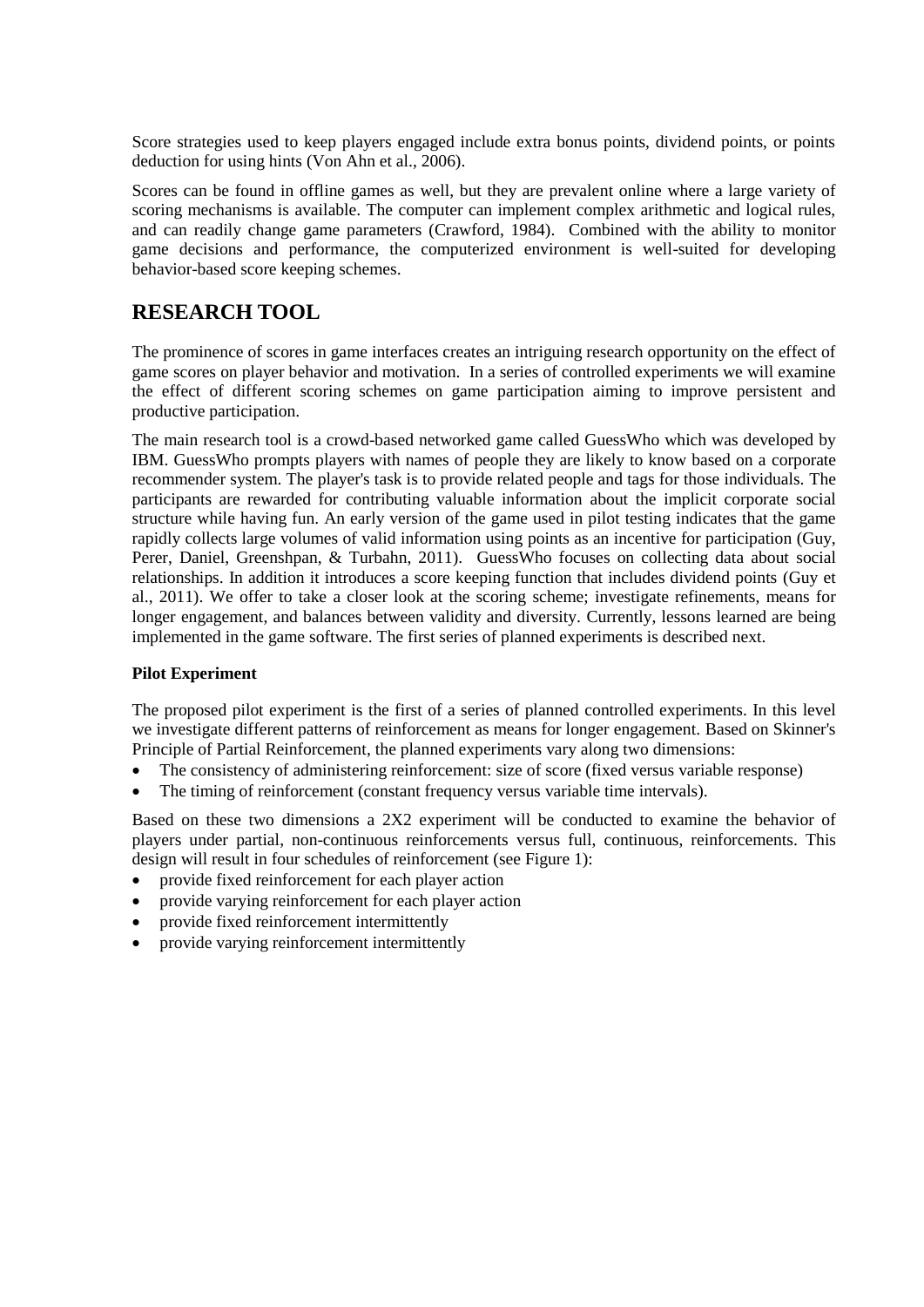Score strategies used to keep players engaged include extra bonus points, dividend points, or points deduction for using hints (Von Ahn et al., 2006).

Scores can be found in offline games as well, but they are prevalent online where a large variety of scoring mechanisms is available. The computer can implement complex arithmetic and logical rules, and can readily change game parameters (Crawford, 1984). Combined with the ability to monitor game decisions and performance, the computerized environment is well-suited for developing behavior-based score keeping schemes.

## RESEARCH TOOL

The prominence of scores in game interfaces creates an intriguing research opportunity on the effect of game scores on player behavior and motivation. In a series of controlled experiments we will examine the effect of different scoring schemes on game participation aiming to improve persistent and productive participation.

The main research tool is a crowd-based networked game called GuessWho which was developed by IBM. GuessWho prompts players with names of people they are likely to know based on a corporate recommender system. The player's task is to provide related people and tags for those individuals. The participants are rewarded for contributing valuable information about the implicit corporate social structure while having fun. An early version of the game used in pilot testing indicates that the game rapidly collects large volumes of valid information using points as an incentive for participation (Guy, Perer, Daniel, Greenshpan, & Turbahn, 2011). GuessWho focuses on collecting data about social relationships. In addition it introduces a score keeping function that includes dividend points (Guy et al., 2011). We offer to take a closer look at the scoring scheme; investigate refinements, means for longer engagement, and balances between validity and diversity. Currently, lessons learned are being implemented in the game software. The first series of planned experiments is described next.

### Pilot Experiment

The proposed pilot experiment is the first of a series of planned controlled experiments. In this level we investigate different patterns of reinforcement as means for longer engagement. Based on Skinner's Principle of Partial Reinforcement, the planned experiments vary along two dimensions:

- The consistency of administering reinforcement: size of score (fixed versus variable response)
- The timing of reinforcement (constant frequency versus variable time intervals).

Based on these two dimensions a 2X2 experiment will be conducted to examine the behavior of players under partial, non-continuous reinforcements versus full, continuous, reinforcements. This design will result in four schedules of reinforcement (see Figure 1):

- provide fixed reinforcement for each player action
- provide varying reinforcement for each player action
- provide fixed reinforcement intermittently
- provide varying reinforcement intermittently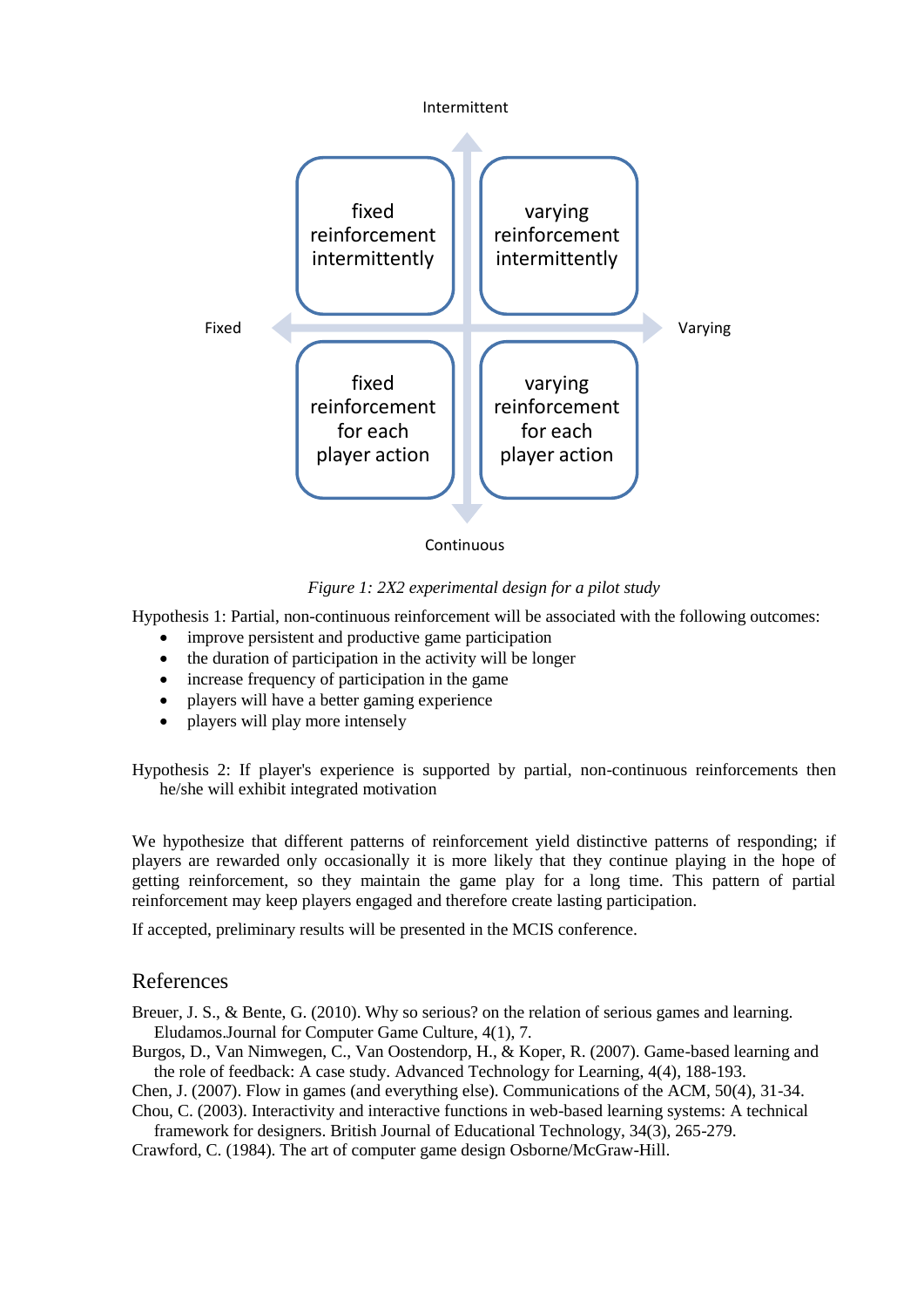| | Fixed | Varying |
|---|---|---|
| Intermittent | fixed reinforcement intermittently | varying reinforcement intermittently |
| Continuous | fixed reinforcement for each player action | varying reinforcement for each player action |

*Figure 1: 2X2 experimental design for a pilot study*

Hypothesis 1: Partial, non-continuous reinforcement will be associated with the following outcomes:

- improve persistent and productive game participation
- the duration of participation in the activity will be longer
- increase frequency of participation in the game
- players will have a better gaming experience
- players will play more intensely

Hypothesis 2: If player's experience is supported by partial, non-continuous reinforcements then he/she will exhibit integrated motivation

We hypothesize that different patterns of reinforcement yield distinctive patterns of responding; if players are rewarded only occasionally it is more likely that they continue playing in the hope of getting reinforcement, so they maintain the game play for a long time. This pattern of partial reinforcement may keep players engaged and therefore create lasting participation.

If accepted, preliminary results will be presented in the MCIS conference.

## References

Breuer, J. S., & Bente, G. (2010). Why so serious? on the relation of serious games and learning. Eludamos.Journal for Computer Game Culture, 4(1), 7.

Burgos, D., Van Nimwegen, C., Van Oostendorp, H., & Koper, R. (2007). Game-based learning and the role of feedback: A case study. Advanced Technology for Learning, 4(4), 188-193.

Chen, J. (2007). Flow in games (and everything else). Communications of the ACM, 50(4), 31-34.

Chou, C. (2003). Interactivity and interactive functions in web-based learning systems: A technical framework for designers. British Journal of Educational Technology, 34(3), 265-279.

Crawford, C. (1984). The art of computer game design Osborne/McGraw-Hill.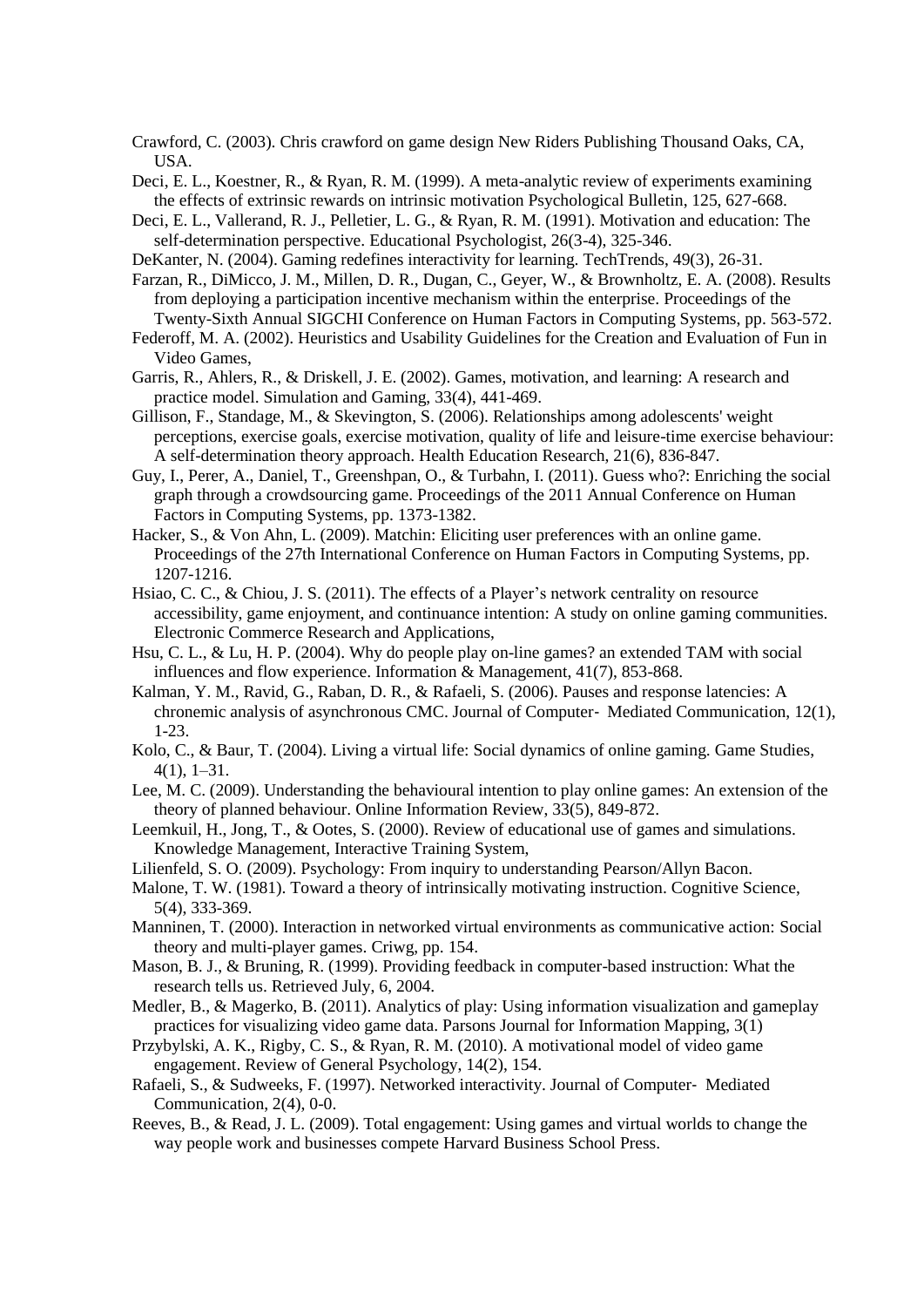Crawford, C. (2003). Chris crawford on game design New Riders Publishing Thousand Oaks, CA, USA.

Deci, E. L., Koestner, R., & Ryan, R. M. (1999). A meta-analytic review of experiments examining the effects of extrinsic rewards on intrinsic motivation Psychological Bulletin, 125, 627-668.

Deci, E. L., Vallerand, R. J., Pelletier, L. G., & Ryan, R. M. (1991). Motivation and education: The self-determination perspective. Educational Psychologist, 26(3-4), 325-346.

DeKanter, N. (2004). Gaming redefines interactivity for learning. TechTrends, 49(3), 26-31.

Farzan, R., DiMicco, J. M., Millen, D. R., Dugan, C., Geyer, W., & Brownholtz, E. A. (2008). Results from deploying a participation incentive mechanism within the enterprise. Proceedings of the Twenty-Sixth Annual SIGCHI Conference on Human Factors in Computing Systems, pp. 563-572.

Federoff, M. A. (2002). Heuristics and Usability Guidelines for the Creation and Evaluation of Fun in Video Games,

Garris, R., Ahlers, R., & Driskell, J. E. (2002). Games, motivation, and learning: A research and practice model. Simulation and Gaming, 33(4), 441-469.

Gillison, F., Standage, M., & Skevington, S. (2006). Relationships among adolescents' weight perceptions, exercise goals, exercise motivation, quality of life and leisure-time exercise behaviour: A self-determination theory approach. Health Education Research, 21(6), 836-847.

Guy, I., Perer, A., Daniel, T., Greenshpan, O., & Turbahn, I. (2011). Guess who?: Enriching the social graph through a crowdsourcing game. Proceedings of the 2011 Annual Conference on Human Factors in Computing Systems, pp. 1373-1382.

Hacker, S., & Von Ahn, L. (2009). Matchin: Eliciting user preferences with an online game. Proceedings of the 27th International Conference on Human Factors in Computing Systems, pp. 1207-1216.

Hsiao, C. C., & Chiou, J. S. (2011). The effects of a Player's network centrality on resource accessibility, game enjoyment, and continuance intention: A study on online gaming communities. Electronic Commerce Research and Applications,

Hsu, C. L., & Lu, H. P. (2004). Why do people play on-line games? an extended TAM with social influences and flow experience. Information & Management, 41(7), 853-868.

Kalman, Y. M., Ravid, G., Raban, D. R., & Rafaeli, S. (2006). Pauses and response latencies: A chronemic analysis of asynchronous CMC. Journal of Computer‐ Mediated Communication, 12(1), 1-23.

Kolo, C., & Baur, T. (2004). Living a virtual life: Social dynamics of online gaming. Game Studies, 4(1), 1–31.

Lee, M. C. (2009). Understanding the behavioural intention to play online games: An extension of the theory of planned behaviour. Online Information Review, 33(5), 849-872.

Leemkuil, H., Jong, T., & Ootes, S. (2000). Review of educational use of games and simulations. Knowledge Management, Interactive Training System,

Lilienfeld, S. O. (2009). Psychology: From inquiry to understanding Pearson/Allyn Bacon.

Malone, T. W. (1981). Toward a theory of intrinsically motivating instruction. Cognitive Science, 5(4), 333-369.

Manninen, T. (2000). Interaction in networked virtual environments as communicative action: Social theory and multi-player games. Criwg, pp. 154.

Mason, B. J., & Bruning, R. (1999). Providing feedback in computer-based instruction: What the research tells us. Retrieved July, 6, 2004.

Medler, B., & Magerko, B. (2011). Analytics of play: Using information visualization and gameplay practices for visualizing video game data. Parsons Journal for Information Mapping, 3(1)

Przybylski, A. K., Rigby, C. S., & Ryan, R. M. (2010). A motivational model of video game engagement. Review of General Psychology, 14(2), 154.

Rafaeli, S., & Sudweeks, F. (1997). Networked interactivity. Journal of Computer‐ Mediated Communication, 2(4), 0-0.

Reeves, B., & Read, J. L. (2009). Total engagement: Using games and virtual worlds to change the way people work and businesses compete Harvard Business School Press.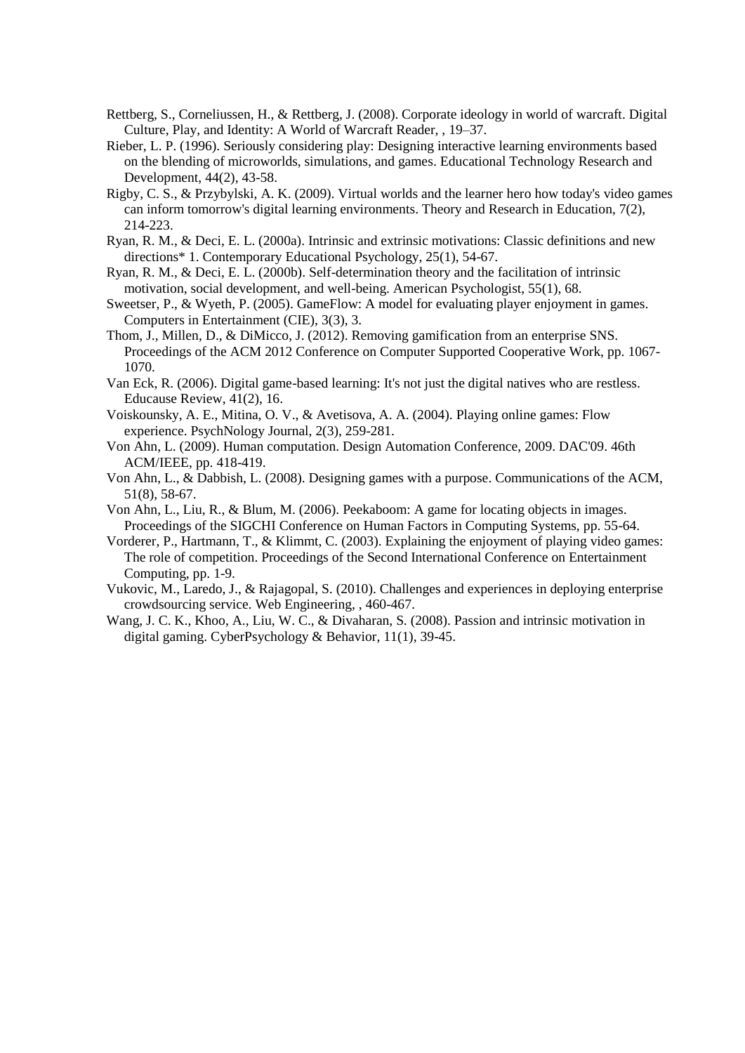Rettberg, S., Corneliussen, H., & Rettberg, J. (2008). Corporate ideology in world of warcraft. Digital Culture, Play, and Identity: A World of Warcraft Reader, , 19–37.

Rieber, L. P. (1996). Seriously considering play: Designing interactive learning environments based on the blending of microworlds, simulations, and games. Educational Technology Research and Development, 44(2), 43-58.

Rigby, C. S., & Przybylski, A. K. (2009). Virtual worlds and the learner hero how today's video games can inform tomorrow's digital learning environments. Theory and Research in Education, 7(2), 214-223.

Ryan, R. M., & Deci, E. L. (2000a). Intrinsic and extrinsic motivations: Classic definitions and new directions* 1. Contemporary Educational Psychology, 25(1), 54-67.

Ryan, R. M., & Deci, E. L. (2000b). Self-determination theory and the facilitation of intrinsic motivation, social development, and well-being. American Psychologist, 55(1), 68.

Sweetser, P., & Wyeth, P. (2005). GameFlow: A model for evaluating player enjoyment in games. Computers in Entertainment (CIE), 3(3), 3.

Thom, J., Millen, D., & DiMicco, J. (2012). Removing gamification from an enterprise SNS. Proceedings of the ACM 2012 Conference on Computer Supported Cooperative Work, pp. 1067-1070.

Van Eck, R. (2006). Digital game-based learning: It's not just the digital natives who are restless. Educause Review, 41(2), 16.

Voiskounsky, A. E., Mitina, O. V., & Avetisova, A. A. (2004). Playing online games: Flow experience. PsychNology Journal, 2(3), 259-281.

Von Ahn, L. (2009). Human computation. Design Automation Conference, 2009. DAC'09. 46th ACM/IEEE, pp. 418-419.

Von Ahn, L., & Dabbish, L. (2008). Designing games with a purpose. Communications of the ACM, 51(8), 58-67.

Von Ahn, L., Liu, R., & Blum, M. (2006). Peekaboom: A game for locating objects in images. Proceedings of the SIGCHI Conference on Human Factors in Computing Systems, pp. 55-64.

Vorderer, P., Hartmann, T., & Klimmt, C. (2003). Explaining the enjoyment of playing video games: The role of competition. Proceedings of the Second International Conference on Entertainment Computing, pp. 1-9.

Vukovic, M., Laredo, J., & Rajagopal, S. (2010). Challenges and experiences in deploying enterprise crowdsourcing service. Web Engineering, , 460-467.

Wang, J. C. K., Khoo, A., Liu, W. C., & Divaharan, S. (2008). Passion and intrinsic motivation in digital gaming. CyberPsychology & Behavior, 11(1), 39-45.